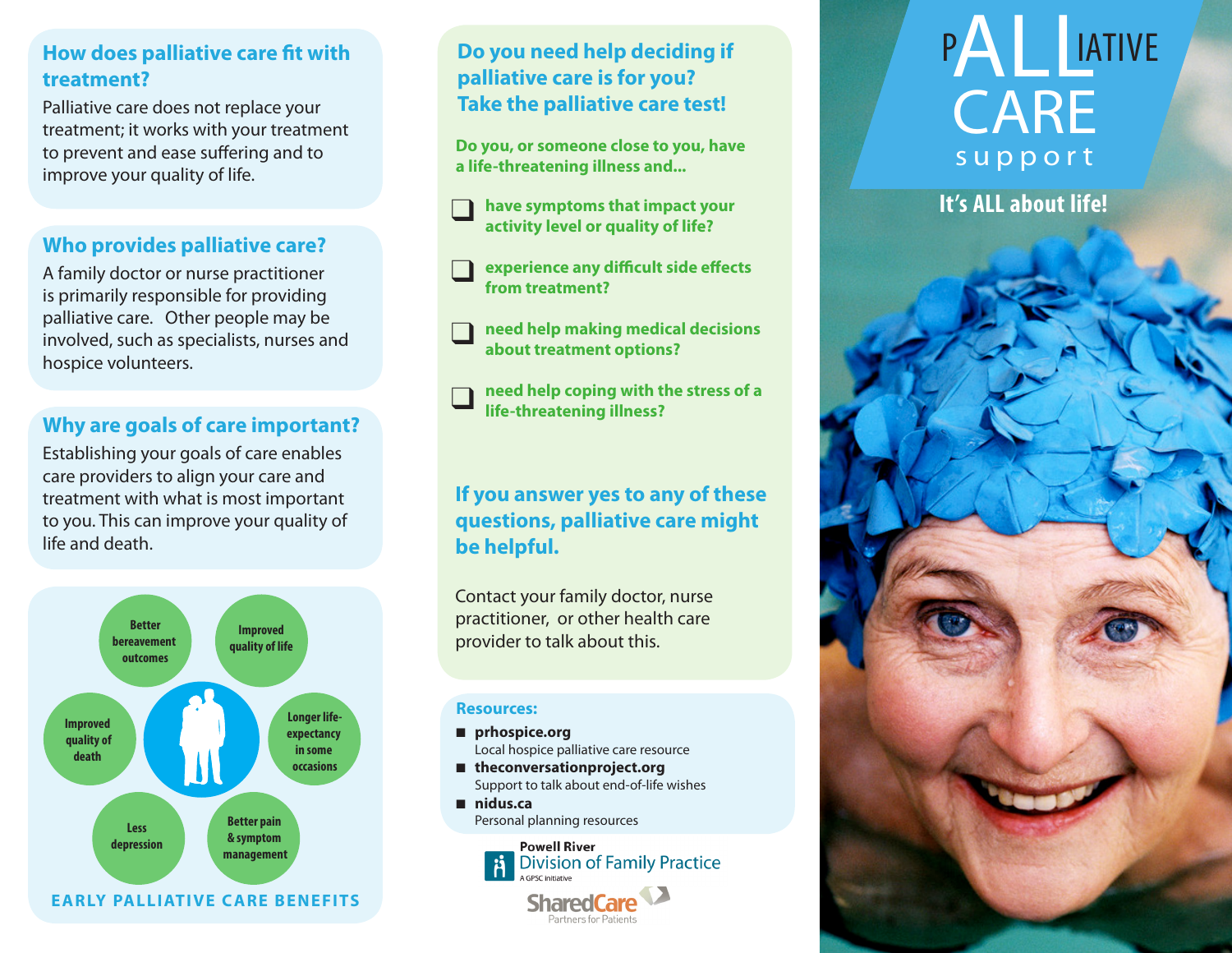# PALLIATIVE CARE support

**It's ALL about life!**

## How does palliative care fit with treatment?

Palliative care does not replace your treatment; it works with your treatment to prevent and ease suffering and to improve your quality of life.

## Who provides palliative care?

A family doctor or nurse practitioner is primarily responsible for providing palliative care. Other people may be involved, such as specialists, nurses and hospice volunteers.

## Why are goals of care important?

Establishing your goals of care enables care providers to align your care and treatment with what is most important to you. This can improve your quality of life and death.

### EARLY PALLIATIVE CARE BENEFITS

- Better bereavement outcomes
- Improved quality of life
- Longer life-expectancy in some occasions
- Better pain & symptom management
- Less depression
- Improved quality of death

## Do you need help deciding if palliative care is for you? Take the palliative care test!

**Do you, or someone close to you, have a life-threatening illness and...**

- ❑ **have symptoms that impact your activity level or quality of life?**
- ❑ **experience any difficult side effects from treatment?**
- ❑ **need help making medical decisions about treatment options?**
- ❑ **need help coping with the stress of a life-threatening illness?**

### If you answer yes to any of these questions, palliative care might be helpful.

Contact your family doctor, nurse practitioner, or other health care provider to talk about this.

### Resources:

- **prhospice.org**
  Local hospice palliative care resource
- **theconversationproject.org**
  Support to talk about end-of-life wishes
- **nidus.ca**
  Personal planning resources

Powell River Division of Family Practice
A GPSC initiative

SharedCare
Partners for Patients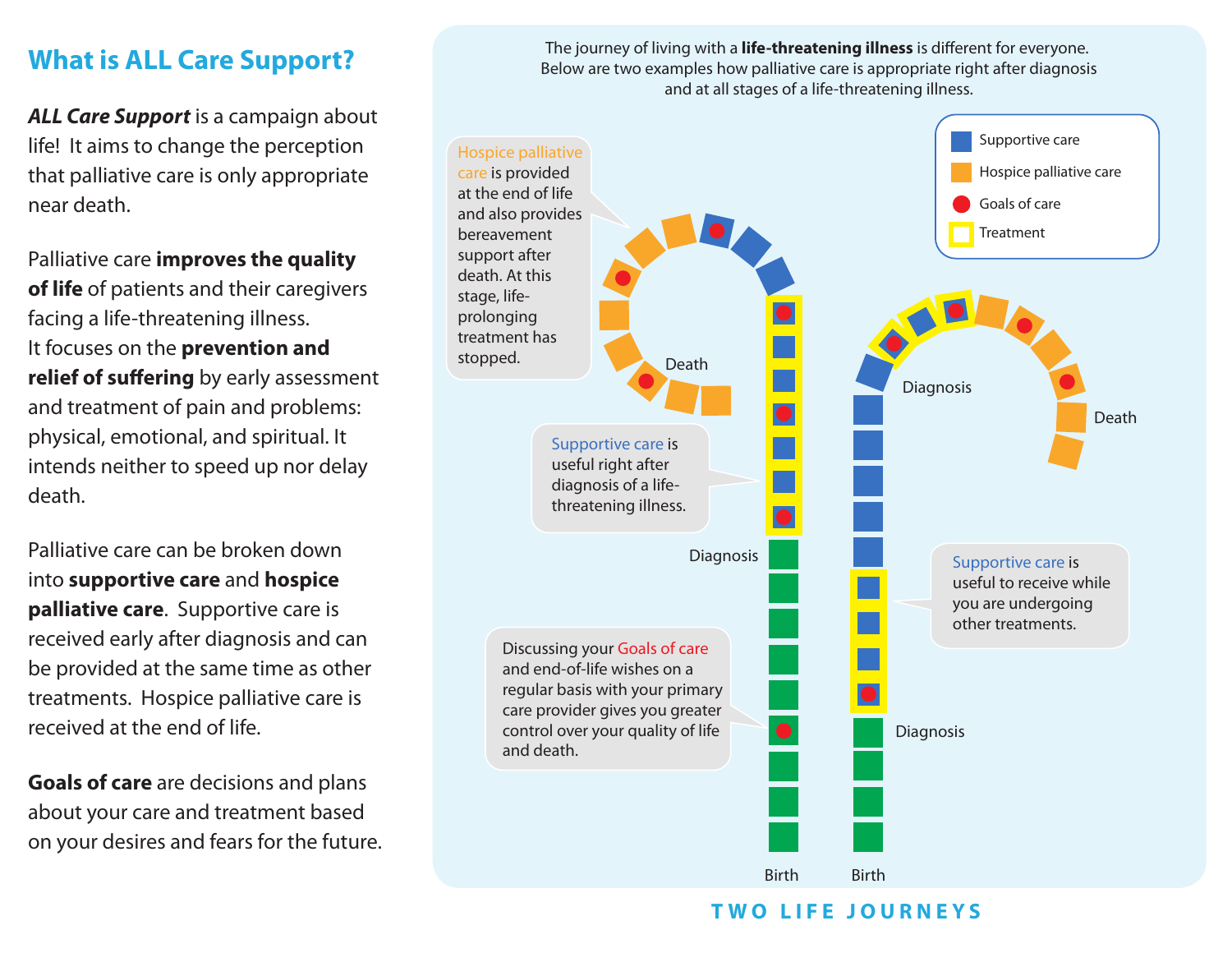## What is ALL Care Support?

***ALL Care Support*** is a campaign about life! It aims to change the perception that palliative care is only appropriate near death.

Palliative care **improves the quality of life** of patients and their caregivers facing a life-threatening illness. It focuses on the **prevention and relief of suffering** by early assessment and treatment of pain and problems: physical, emotional, and spiritual. It intends neither to speed up nor delay death.

Palliative care can be broken down into **supportive care** and **hospice palliative care**. Supportive care is received early after diagnosis and can be provided at the same time as other treatments. Hospice palliative care is received at the end of life.

**Goals of care** are decisions and plans about your care and treatment based on your desires and fears for the future.

The journey of living with a **life-threatening illness** is different for everyone. Below are two examples how palliative care is appropriate right after diagnosis and at all stages of a life-threatening illness.

Supportive care
Hospice palliative care
Goals of care
Treatment

Hospice palliative care is provided at the end of life and also provides bereavement support after death. At this stage, life-prolonging treatment has stopped.

Death

Supportive care is useful right after diagnosis of a life-threatening illness.

Diagnosis

Discussing your Goals of care and end-of-life wishes on a regular basis with your primary care provider gives you greater control over your quality of life and death.

Birth

Diagnosis

Death

Supportive care is useful to receive while you are undergoing other treatments.

Diagnosis

Birth

TWO LIFE JOURNEYS